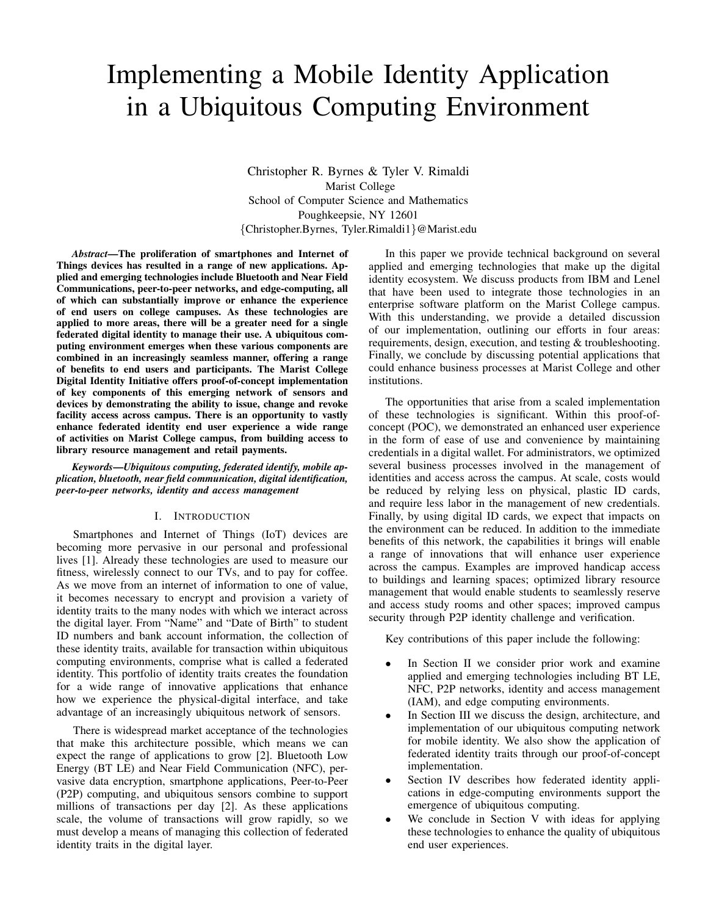# Implementing a Mobile Identity Application in a Ubiquitous Computing Environment

Christopher R. Byrnes & Tyler V. Rimaldi
Marist College
School of Computer Science and Mathematics
Poughkeepsie, NY 12601
{Christopher.Byrnes, Tyler.Rimaldi1}@Marist.edu

***Abstract*—The proliferation of smartphones and Internet of Things devices has resulted in a range of new applications. Applied and emerging technologies include Bluetooth and Near Field Communications, peer-to-peer networks, and edge-computing, all of which can substantially improve or enhance the experience of end users on college campuses. As these technologies are applied to more areas, there will be a greater need for a single federated digital identity to manage their use. A ubiquitous computing environment emerges when these various components are combined in an increasingly seamless manner, offering a range of benefits to end users and participants. The Marist College Digital Identity Initiative offers proof-of-concept implementation of key components of this emerging network of sensors and devices by demonstrating the ability to issue, change and revoke facility access across campus. There is an opportunity to vastly enhance federated identity end user experience a wide range of activities on Marist College campus, from building access to library resource management and retail payments.**

***Keywords*—*Ubiquitous computing, federated identify, mobile application, bluetooth, near field communication, digital identification, peer-to-peer networks, identity and access management***

## I. Introduction

Smartphones and Internet of Things (IoT) devices are becoming more pervasive in our personal and professional lives [1]. Already these technologies are used to measure our fitness, wirelessly connect to our TVs, and to pay for coffee. As we move from an internet of information to one of value, it becomes necessary to encrypt and provision a variety of identity traits to the many nodes with which we interact across the digital layer. From "Name" and "Date of Birth" to student ID numbers and bank account information, the collection of these identity traits, available for transaction within ubiquitous computing environments, comprise what is called a federated identity. This portfolio of identity traits creates the foundation for a wide range of innovative applications that enhance how we experience the physical-digital interface, and take advantage of an increasingly ubiquitous network of sensors.

There is widespread market acceptance of the technologies that make this architecture possible, which means we can expect the range of applications to grow [2]. Bluetooth Low Energy (BT LE) and Near Field Communication (NFC), pervasive data encryption, smartphone applications, Peer-to-Peer (P2P) computing, and ubiquitous sensors combine to support millions of transactions per day [2]. As these applications scale, the volume of transactions will grow rapidly, so we must develop a means of managing this collection of federated identity traits in the digital layer.

In this paper we provide technical background on several applied and emerging technologies that make up the digital identity ecosystem. We discuss products from IBM and Lenel that have been used to integrate those technologies in an enterprise software platform on the Marist College campus. With this understanding, we provide a detailed discussion of our implementation, outlining our efforts in four areas: requirements, design, execution, and testing & troubleshooting. Finally, we conclude by discussing potential applications that could enhance business processes at Marist College and other institutions.

The opportunities that arise from a scaled implementation of these technologies is significant. Within this proof-of-concept (POC), we demonstrated an enhanced user experience in the form of ease of use and convenience by maintaining credentials in a digital wallet. For administrators, we optimized several business processes involved in the management of identities and access across the campus. At scale, costs would be reduced by relying less on physical, plastic ID cards, and require less labor in the management of new credentials. Finally, by using digital ID cards, we expect that impacts on the environment can be reduced. In addition to the immediate benefits of this network, the capabilities it brings will enable a range of innovations that will enhance user experience across the campus. Examples are improved handicap access to buildings and learning spaces; optimized library resource management that would enable students to seamlessly reserve and access study rooms and other spaces; improved campus security through P2P identity challenge and verification.

Key contributions of this paper include the following:

- In Section II we consider prior work and examine applied and emerging technologies including BT LE, NFC, P2P networks, identity and access management (IAM), and edge computing environments.
- In Section III we discuss the design, architecture, and implementation of our ubiquitous computing network for mobile identity. We also show the application of federated identity traits through our proof-of-concept implementation.
- Section IV describes how federated identity applications in edge-computing environments support the emergence of ubiquitous computing.
- We conclude in Section V with ideas for applying these technologies to enhance the quality of ubiquitous end user experiences.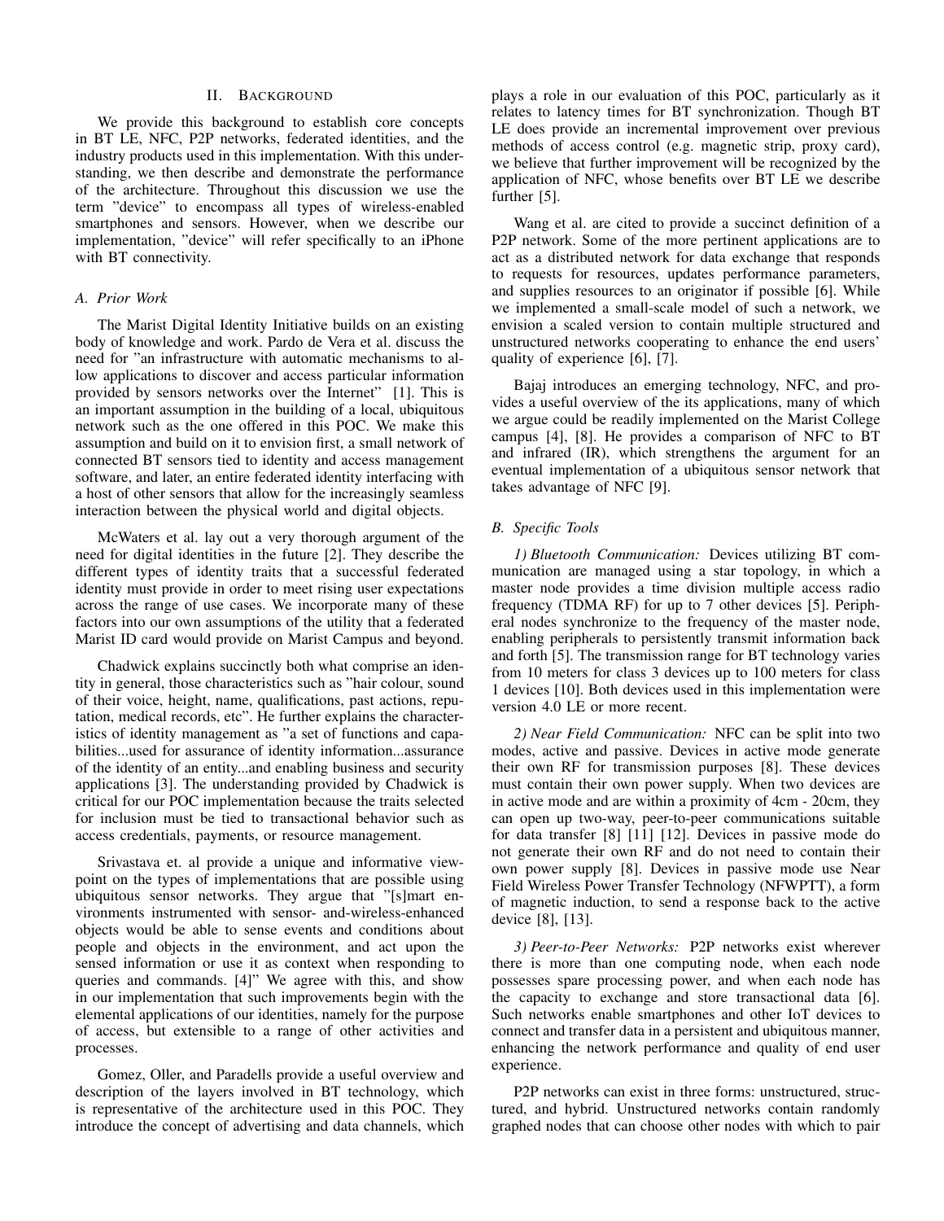## II. Background

We provide this background to establish core concepts in BT LE, NFC, P2P networks, federated identities, and the industry products used in this implementation. With this understanding, we then describe and demonstrate the performance of the architecture. Throughout this discussion we use the term "device" to encompass all types of wireless-enabled smartphones and sensors. However, when we describe our implementation, "device" will refer specifically to an iPhone with BT connectivity.

### A. Prior Work

The Marist Digital Identity Initiative builds on an existing body of knowledge and work. Pardo de Vera et al. discuss the need for "an infrastructure with automatic mechanisms to allow applications to discover and access particular information provided by sensors networks over the Internet" [1]. This is an important assumption in the building of a local, ubiquitous network such as the one offered in this POC. We make this assumption and build on it to envision first, a small network of connected BT sensors tied to identity and access management software, and later, an entire federated identity interfacing with a host of other sensors that allow for the increasingly seamless interaction between the physical world and digital objects.

McWaters et al. lay out a very thorough argument of the need for digital identities in the future [2]. They describe the different types of identity traits that a successful federated identity must provide in order to meet rising user expectations across the range of use cases. We incorporate many of these factors into our own assumptions of the utility that a federated Marist ID card would provide on Marist Campus and beyond.

Chadwick explains succinctly both what comprise an identity in general, those characteristics such as "hair colour, sound of their voice, height, name, qualifications, past actions, reputation, medical records, etc". He further explains the characteristics of identity management as "a set of functions and capabilities...used for assurance of identity information...assurance of the identity of an entity...and enabling business and security applications [3]. The understanding provided by Chadwick is critical for our POC implementation because the traits selected for inclusion must be tied to transactional behavior such as access credentials, payments, or resource management.

Srivastava et. al provide a unique and informative viewpoint on the types of implementations that are possible using ubiquitous sensor networks. They argue that "[s]mart environments instrumented with sensor- and-wireless-enhanced objects would be able to sense events and conditions about people and objects in the environment, and act upon the sensed information or use it as context when responding to queries and commands. [4]" We agree with this, and show in our implementation that such improvements begin with the elemental applications of our identities, namely for the purpose of access, but extensible to a range of other activities and processes.

Gomez, Oller, and Paradells provide a useful overview and description of the layers involved in BT technology, which is representative of the architecture used in this POC. They introduce the concept of advertising and data channels, which plays a role in our evaluation of this POC, particularly as it relates to latency times for BT synchronization. Though BT LE does provide an incremental improvement over previous methods of access control (e.g. magnetic strip, proxy card), we believe that further improvement will be recognized by the application of NFC, whose benefits over BT LE we describe further [5].

Wang et al. are cited to provide a succinct definition of a P2P network. Some of the more pertinent applications are to act as a distributed network for data exchange that responds to requests for resources, updates performance parameters, and supplies resources to an originator if possible [6]. While we implemented a small-scale model of such a network, we envision a scaled version to contain multiple structured and unstructured networks cooperating to enhance the end users' quality of experience [6], [7].

Bajaj introduces an emerging technology, NFC, and provides a useful overview of the its applications, many of which we argue could be readily implemented on the Marist College campus [4], [8]. He provides a comparison of NFC to BT and infrared (IR), which strengthens the argument for an eventual implementation of a ubiquitous sensor network that takes advantage of NFC [9].

### B. Specific Tools

*1) Bluetooth Communication:* Devices utilizing BT communication are managed using a star topology, in which a master node provides a time division multiple access radio frequency (TDMA RF) for up to 7 other devices [5]. Peripheral nodes synchronize to the frequency of the master node, enabling peripherals to persistently transmit information back and forth [5]. The transmission range for BT technology varies from 10 meters for class 3 devices up to 100 meters for class 1 devices [10]. Both devices used in this implementation were version 4.0 LE or more recent.

*2) Near Field Communication:* NFC can be split into two modes, active and passive. Devices in active mode generate their own RF for transmission purposes [8]. These devices must contain their own power supply. When two devices are in active mode and are within a proximity of 4cm - 20cm, they can open up two-way, peer-to-peer communications suitable for data transfer [8] [11] [12]. Devices in passive mode do not generate their own RF and do not need to contain their own power supply [8]. Devices in passive mode use Near Field Wireless Power Transfer Technology (NFWPTT), a form of magnetic induction, to send a response back to the active device [8], [13].

*3) Peer-to-Peer Networks:* P2P networks exist wherever there is more than one computing node, when each node possesses spare processing power, and when each node has the capacity to exchange and store transactional data [6]. Such networks enable smartphones and other IoT devices to connect and transfer data in a persistent and ubiquitous manner, enhancing the network performance and quality of end user experience.

P2P networks can exist in three forms: unstructured, structured, and hybrid. Unstructured networks contain randomly graphed nodes that can choose other nodes with which to pair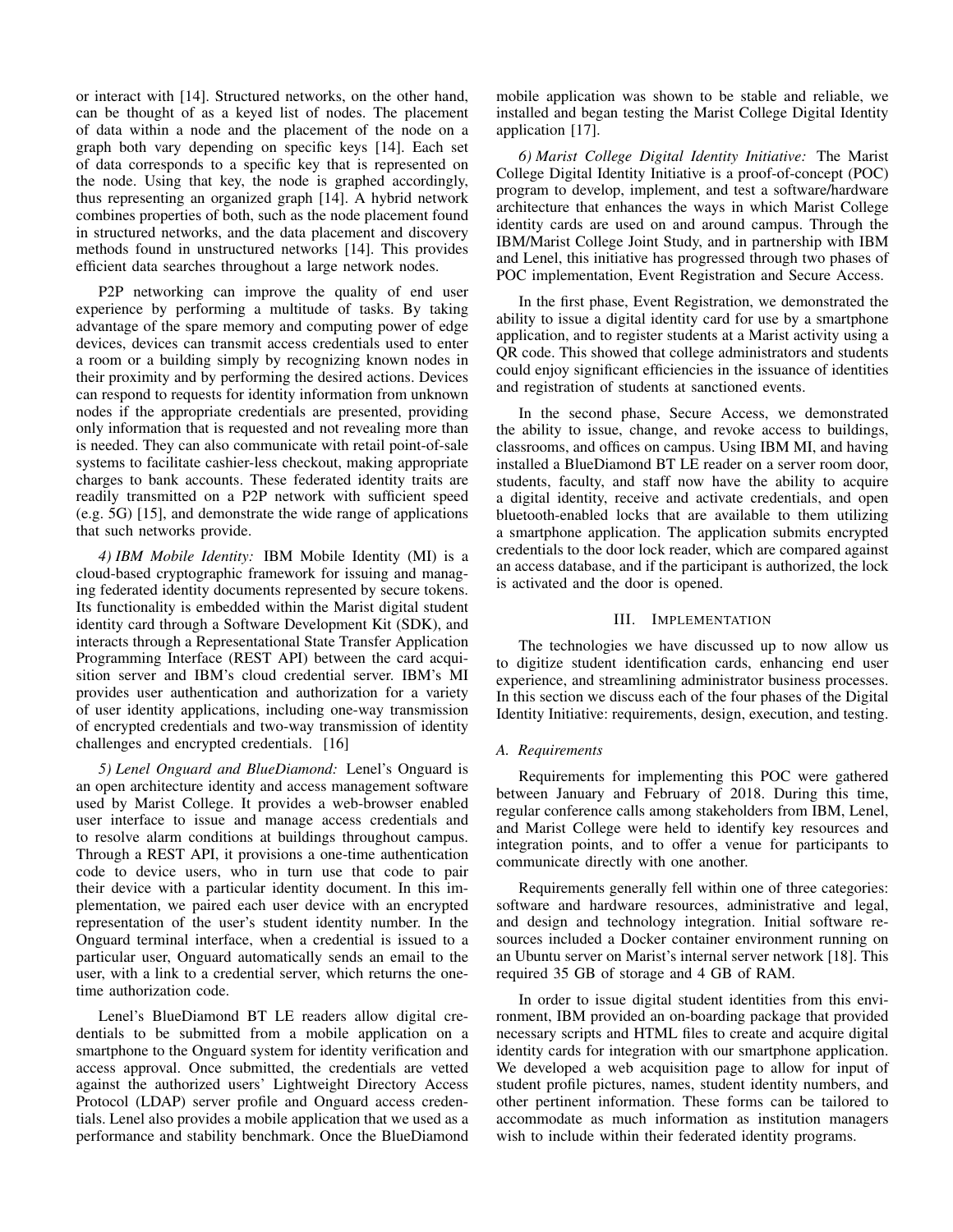or interact with [14]. Structured networks, on the other hand, can be thought of as a keyed list of nodes. The placement of data within a node and the placement of the node on a graph both vary depending on specific keys [14]. Each set of data corresponds to a specific key that is represented on the node. Using that key, the node is graphed accordingly, thus representing an organized graph [14]. A hybrid network combines properties of both, such as the node placement found in structured networks, and the data placement and discovery methods found in unstructured networks [14]. This provides efficient data searches throughout a large network nodes.

P2P networking can improve the quality of end user experience by performing a multitude of tasks. By taking advantage of the spare memory and computing power of edge devices, devices can transmit access credentials used to enter a room or a building simply by recognizing known nodes in their proximity and by performing the desired actions. Devices can respond to requests for identity information from unknown nodes if the appropriate credentials are presented, providing only information that is requested and not revealing more than is needed. They can also communicate with retail point-of-sale systems to facilitate cashier-less checkout, making appropriate charges to bank accounts. These federated identity traits are readily transmitted on a P2P network with sufficient speed (e.g. 5G) [15], and demonstrate the wide range of applications that such networks provide.

*4) IBM Mobile Identity:* IBM Mobile Identity (MI) is a cloud-based cryptographic framework for issuing and managing federated identity documents represented by secure tokens. Its functionality is embedded within the Marist digital student identity card through a Software Development Kit (SDK), and interacts through a Representational State Transfer Application Programming Interface (REST API) between the card acquisition server and IBM's cloud credential server. IBM's MI provides user authentication and authorization for a variety of user identity applications, including one-way transmission of encrypted credentials and two-way transmission of identity challenges and encrypted credentials. [16]

*5) Lenel Onguard and BlueDiamond:* Lenel's Onguard is an open architecture identity and access management software used by Marist College. It provides a web-browser enabled user interface to issue and manage access credentials and to resolve alarm conditions at buildings throughout campus. Through a REST API, it provisions a one-time authentication code to device users, who in turn use that code to pair their device with a particular identity document. In this implementation, we paired each user device with an encrypted representation of the user's student identity number. In the Onguard terminal interface, when a credential is issued to a particular user, Onguard automatically sends an email to the user, with a link to a credential server, which returns the one-time authorization code.

Lenel's BlueDiamond BT LE readers allow digital credentials to be submitted from a mobile application on a smartphone to the Onguard system for identity verification and access approval. Once submitted, the credentials are vetted against the authorized users' Lightweight Directory Access Protocol (LDAP) server profile and Onguard access credentials. Lenel also provides a mobile application that we used as a performance and stability benchmark. Once the BlueDiamond mobile application was shown to be stable and reliable, we installed and began testing the Marist College Digital Identity application [17].

*6) Marist College Digital Identity Initiative:* The Marist College Digital Identity Initiative is a proof-of-concept (POC) program to develop, implement, and test a software/hardware architecture that enhances the ways in which Marist College identity cards are used on and around campus. Through the IBM/Marist College Joint Study, and in partnership with IBM and Lenel, this initiative has progressed through two phases of POC implementation, Event Registration and Secure Access.

In the first phase, Event Registration, we demonstrated the ability to issue a digital identity card for use by a smartphone application, and to register students at a Marist activity using a QR code. This showed that college administrators and students could enjoy significant efficiencies in the issuance of identities and registration of students at sanctioned events.

In the second phase, Secure Access, we demonstrated the ability to issue, change, and revoke access to buildings, classrooms, and offices on campus. Using IBM MI, and having installed a BlueDiamond BT LE reader on a server room door, students, faculty, and staff now have the ability to acquire a digital identity, receive and activate credentials, and open bluetooth-enabled locks that are available to them utilizing a smartphone application. The application submits encrypted credentials to the door lock reader, which are compared against an access database, and if the participant is authorized, the lock is activated and the door is opened.

## III. Implementation

The technologies we have discussed up to now allow us to digitize student identification cards, enhancing end user experience, and streamlining administrator business processes. In this section we discuss each of the four phases of the Digital Identity Initiative: requirements, design, execution, and testing.

### A. Requirements

Requirements for implementing this POC were gathered between January and February of 2018. During this time, regular conference calls among stakeholders from IBM, Lenel, and Marist College were held to identify key resources and integration points, and to offer a venue for participants to communicate directly with one another.

Requirements generally fell within one of three categories: software and hardware resources, administrative and legal, and design and technology integration. Initial software resources included a Docker container environment running on an Ubuntu server on Marist's internal server network [18]. This required 35 GB of storage and 4 GB of RAM.

In order to issue digital student identities from this environment, IBM provided an on-boarding package that provided necessary scripts and HTML files to create and acquire digital identity cards for integration with our smartphone application. We developed a web acquisition page to allow for input of student profile pictures, names, student identity numbers, and other pertinent information. These forms can be tailored to accommodate as much information as institution managers wish to include within their federated identity programs.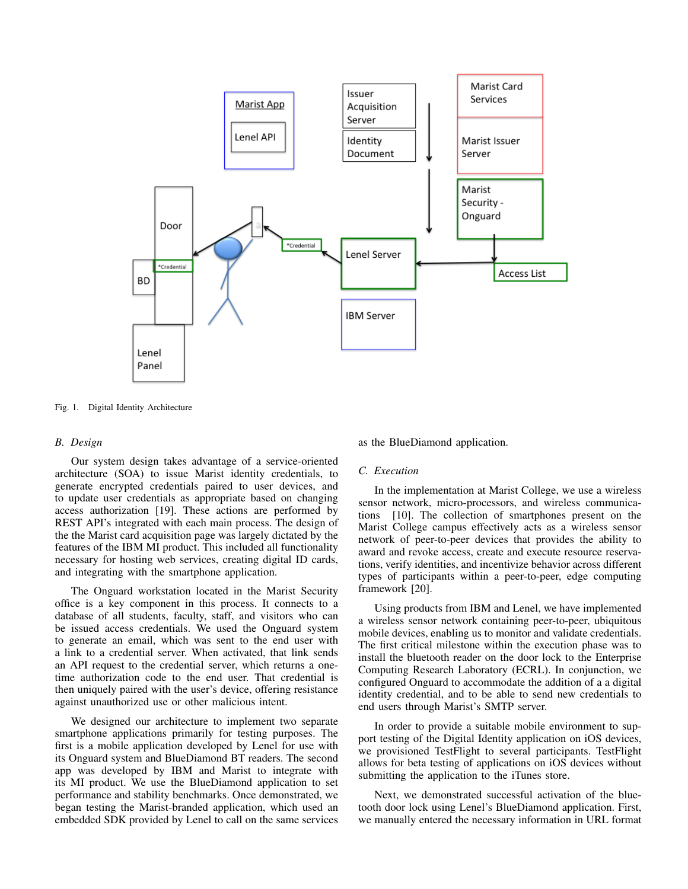Fig. 1. Digital Identity Architecture

### B. Design

Our system design takes advantage of a service-oriented architecture (SOA) to issue Marist identity credentials, to generate encrypted credentials paired to user devices, and to update user credentials as appropriate based on changing access authorization [19]. These actions are performed by REST API's integrated with each main process. The design of the the Marist card acquisition page was largely dictated by the features of the IBM MI product. This included all functionality necessary for hosting web services, creating digital ID cards, and integrating with the smartphone application.

The Onguard workstation located in the Marist Security office is a key component in this process. It connects to a database of all students, faculty, staff, and visitors who can be issued access credentials. We used the Onguard system to generate an email, which was sent to the end user with a link to a credential server. When activated, that link sends an API request to the credential server, which returns a one-time authorization code to the end user. That credential is then uniquely paired with the user's device, offering resistance against unauthorized use or other malicious intent.

We designed our architecture to implement two separate smartphone applications primarily for testing purposes. The first is a mobile application developed by Lenel for use with its Onguard system and BlueDiamond BT readers. The second app was developed by IBM and Marist to integrate with its MI product. We use the BlueDiamond application to set performance and stability benchmarks. Once demonstrated, we began testing the Marist-branded application, which used an embedded SDK provided by Lenel to call on the same services as the BlueDiamond application.

### C. Execution

In the implementation at Marist College, we use a wireless sensor network, micro-processors, and wireless communications [10]. The collection of smartphones present on the Marist College campus effectively acts as a wireless sensor network of peer-to-peer devices that provides the ability to award and revoke access, create and execute resource reservations, verify identities, and incentivize behavior across different types of participants within a peer-to-peer, edge computing framework [20].

Using products from IBM and Lenel, we have implemented a wireless sensor network containing peer-to-peer, ubiquitous mobile devices, enabling us to monitor and validate credentials. The first critical milestone within the execution phase was to install the bluetooth reader on the door lock to the Enterprise Computing Research Laboratory (ECRL). In conjunction, we configured Onguard to accommodate the addition of a a digital identity credential, and to be able to send new credentials to end users through Marist's SMTP server.

In order to provide a suitable mobile environment to support testing of the Digital Identity application on iOS devices, we provisioned TestFlight to several participants. TestFlight allows for beta testing of applications on iOS devices without submitting the application to the iTunes store.

Next, we demonstrated successful activation of the bluetooth door lock using Lenel's BlueDiamond application. First, we manually entered the necessary information in URL format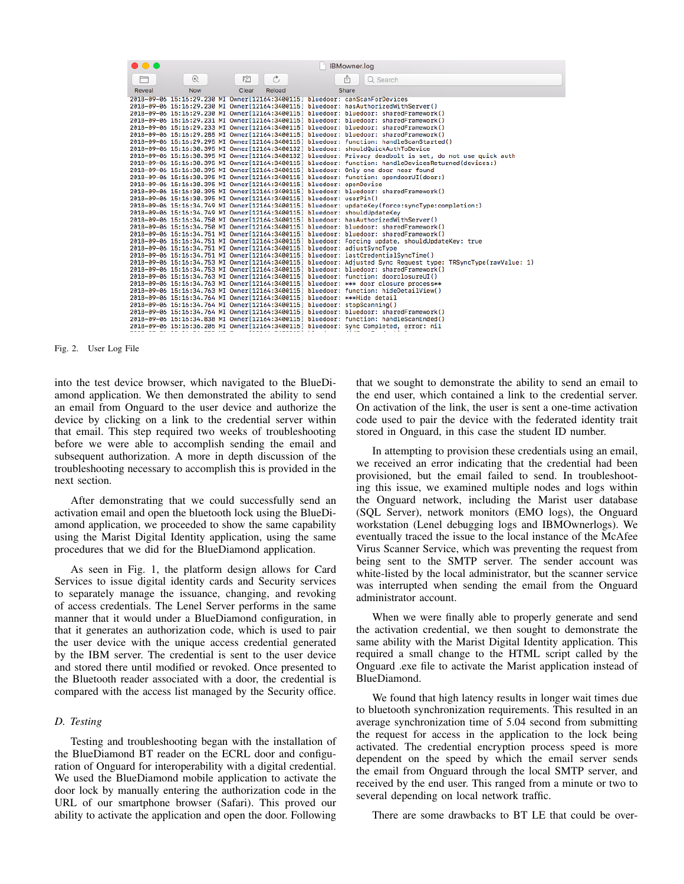```
2018-09-06 15:16:29.230 MI Owner[12164:3400115] bluedoor: canScanForDevices
2018-09-06 15:16:29.230 MI Owner[12164:3400115] bluedoor: hasAuthorizedWithServer()
2018-09-06 15:16:29.230 MI Owner[12164:3400115] bluedoor: bluedoor: sharedFramework()
2018-09-06 15:16:29.231 MI Owner[12164:3400115] bluedoor: bluedoor: sharedFramework()
2018-09-06 15:16:29.233 MI Owner[12164:3400115] bluedoor: bluedoor: sharedFramework()
2018-09-06 15:16:29.285 MI Owner[12164:3400115] bluedoor: bluedoor: sharedFramework()
2018-09-06 15:16:29.295 MI Owner[12164:3400115] bluedoor: function: handleScanStarted()
2018-09-06 15:16:30.395 MI Owner[12164:3400132] bluedoor: shouldQuickAuthToDevice
2018-09-06 15:16:30.395 MI Owner[12164:3400132] bluedoor: Privacy deadbolt is set, do not use quick auth
2018-09-06 15:16:30.395 MI Owner[12164:3400115] bluedoor: function: handleDevicesReturned(devices:)
2018-09-06 15:16:30.395 MI Owner[12164:3400115] bluedoor: Only one door near found
2018-09-06 15:16:30.395 MI Owner[12164:3400115] bluedoor: function: opendoorUI(door:)
2018-09-06 15:16:30.395 MI Owner[12164:3400115] bluedoor: openDevice
2018-09-06 15:16:30.395 MI Owner[12164:3400115] bluedoor: bluedoor: sharedFramework()
2018-09-06 15:16:30.395 MI Owner[12164:3400115] bluedoor: userPin()
2018-09-06 15:16:34.749 MI Owner[12164:3400115] bluedoor: updateKey(force:syncType:completion:)
2018-09-06 15:16:34.749 MI Owner[12164:3400115] bluedoor: shouldUpdateKey
2018-09-06 15:16:34.750 MI Owner[12164:3400115] bluedoor: hasAuthorizedWithServer()
2018-09-06 15:16:34.750 MI Owner[12164:3400115] bluedoor: bluedoor: sharedFramework()
2018-09-06 15:16:34.751 MI Owner[12164:3400115] bluedoor: bluedoor: sharedFramework()
2018-09-06 15:16:34.751 MI Owner[12164:3400115] bluedoor: Forcing update, shouldUpdateKey: true
2018-09-06 15:16:34.751 MI Owner[12164:3400115] bluedoor: adjustSyncType
2018-09-06 15:16:34.751 MI Owner[12164:3400115] bluedoor: lastCredentialSyncTime()
2018-09-06 15:16:34.753 MI Owner[12164:3400115] bluedoor: Adjusted Sync Request type: TRSyncType(rawValue: 1)
2018-09-06 15:16:34.753 MI Owner[12164:3400115] bluedoor: bluedoor: sharedFramework()
2018-09-06 15:16:34.763 MI Owner[12164:3400115] bluedoor: function: doorclosureUI()
2018-09-06 15:16:34.763 MI Owner[12164:3400115] bluedoor: *** door closure process**
2018-09-06 15:16:34.763 MI Owner[12164:3400115] bluedoor: function: hideDetailView()
2018-09-06 15:16:34.764 MI Owner[12164:3400115] bluedoor: ***Hide detail
2018-09-06 15:16:34.764 MI Owner[12164:3400115] bluedoor: stopScanning()
2018-09-06 15:16:34.764 MI Owner[12164:3400115] bluedoor: bluedoor: sharedFramework()
2018-09-06 15:16:34.838 MI Owner[12164:3400115] bluedoor: function: handleScanEnded()
2018-09-06 15:16:36.205 MI Owner[12164:3400115] bluedoor: Sync Completed, error: nil
```

Fig. 2. User Log File

into the test device browser, which navigated to the BlueDiamond application. We then demonstrated the ability to send an email from Onguard to the user device and authorize the device by clicking on a link to the credential server within that email. This step required two weeks of troubleshooting before we were able to accomplish sending the email and subsequent authorization. A more in depth discussion of the troubleshooting necessary to accomplish this is provided in the next section.

After demonstrating that we could successfully send an activation email and open the bluetooth lock using the BlueDiamond application, we proceeded to show the same capability using the Marist Digital Identity application, using the same procedures that we did for the BlueDiamond application.

As seen in Fig. 1, the platform design allows for Card Services to issue digital identity cards and Security services to separately manage the issuance, changing, and revoking of access credentials. The Lenel Server performs in the same manner that it would under a BlueDiamond configuration, in that it generates an authorization code, which is used to pair the user device with the unique access credential generated by the IBM server. The credential is sent to the user device and stored there until modified or revoked. Once presented to the Bluetooth reader associated with a door, the credential is compared with the access list managed by the Security office.

### *D. Testing*

Testing and troubleshooting began with the installation of the BlueDiamond BT reader on the ECRL door and configuration of Onguard for interoperability with a digital credential. We used the BlueDiamond mobile application to activate the door lock by manually entering the authorization code in the URL of our smartphone browser (Safari). This proved our ability to activate the application and open the door. Following that we sought to demonstrate the ability to send an email to the end user, which contained a link to the credential server. On activation of the link, the user is sent a one-time activation code used to pair the device with the federated identity trait stored in Onguard, in this case the student ID number.

In attempting to provision these credentials using an email, we received an error indicating that the credential had been provisioned, but the email failed to send. In troubleshooting this issue, we examined multiple nodes and logs within the Onguard network, including the Marist user database (SQL Server), network monitors (EMO logs), the Onguard workstation (Lenel debugging logs and IBMOwnerlogs). We eventually traced the issue to the local instance of the McAfee Virus Scanner Service, which was preventing the request from being sent to the SMTP server. The sender account was white-listed by the local administrator, but the scanner service was interrupted when sending the email from the Onguard administrator account.

When we were finally able to properly generate and send the activation credential, we then sought to demonstrate the same ability with the Marist Digital Identity application. This required a small change to the HTML script called by the Onguard .exe file to activate the Marist application instead of BlueDiamond.

We found that high latency results in longer wait times due to bluetooth synchronization requirements. This resulted in an average synchronization time of 5.04 second from submitting the request for access in the application to the lock being activated. The credential encryption process speed is more dependent on the speed by which the email server sends the email from Onguard through the local SMTP server, and received by the end user. This ranged from a minute or two to several depending on local network traffic.

There are some drawbacks to BT LE that could be over-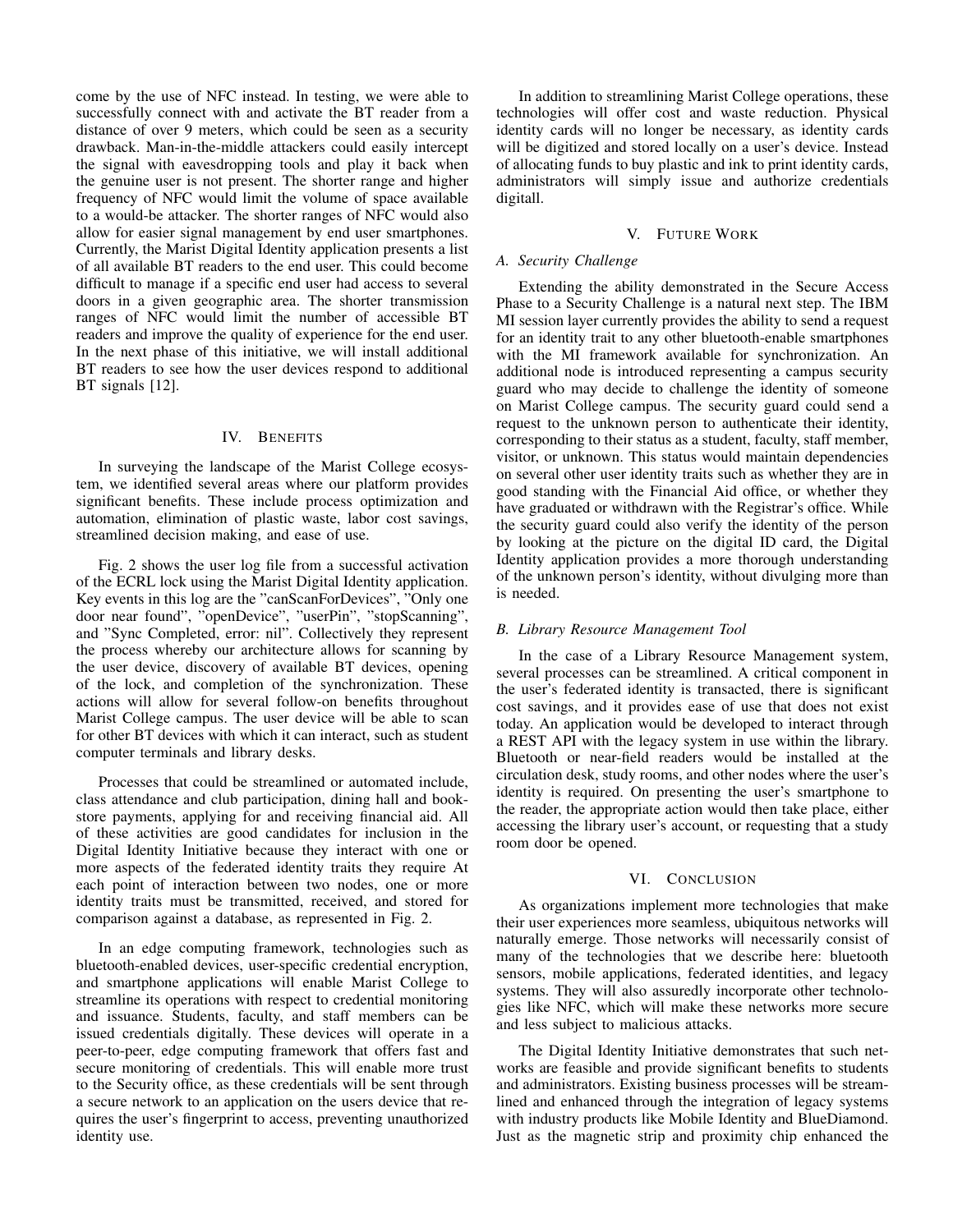come by the use of NFC instead. In testing, we were able to successfully connect with and activate the BT reader from a distance of over 9 meters, which could be seen as a security drawback. Man-in-the-middle attackers could easily intercept the signal with eavesdropping tools and play it back when the genuine user is not present. The shorter range and higher frequency of NFC would limit the volume of space available to a would-be attacker. The shorter ranges of NFC would also allow for easier signal management by end user smartphones. Currently, the Marist Digital Identity application presents a list of all available BT readers to the end user. This could become difficult to manage if a specific end user had access to several doors in a given geographic area. The shorter transmission ranges of NFC would limit the number of accessible BT readers and improve the quality of experience for the end user. In the next phase of this initiative, we will install additional BT readers to see how the user devices respond to additional BT signals [12].

## IV. Benefits

In surveying the landscape of the Marist College ecosystem, we identified several areas where our platform provides significant benefits. These include process optimization and automation, elimination of plastic waste, labor cost savings, streamlined decision making, and ease of use.

Fig. 2 shows the user log file from a successful activation of the ECRL lock using the Marist Digital Identity application. Key events in this log are the "canScanForDevices", "Only one door near found", "openDevice", "userPin", "stopScanning", and "Sync Completed, error: nil". Collectively they represent the process whereby our architecture allows for scanning by the user device, discovery of available BT devices, opening of the lock, and completion of the synchronization. These actions will allow for several follow-on benefits throughout Marist College campus. The user device will be able to scan for other BT devices with which it can interact, such as student computer terminals and library desks.

Processes that could be streamlined or automated include, class attendance and club participation, dining hall and bookstore payments, applying for and receiving financial aid. All of these activities are good candidates for inclusion in the Digital Identity Initiative because they interact with one or more aspects of the federated identity traits they require At each point of interaction between two nodes, one or more identity traits must be transmitted, received, and stored for comparison against a database, as represented in Fig. 2.

In an edge computing framework, technologies such as bluetooth-enabled devices, user-specific credential encryption, and smartphone applications will enable Marist College to streamline its operations with respect to credential monitoring and issuance. Students, faculty, and staff members can be issued credentials digitally. These devices will operate in a peer-to-peer, edge computing framework that offers fast and secure monitoring of credentials. This will enable more trust to the Security office, as these credentials will be sent through a secure network to an application on the users device that requires the user's fingerprint to access, preventing unauthorized identity use.

In addition to streamlining Marist College operations, these technologies will offer cost and waste reduction. Physical identity cards will no longer be necessary, as identity cards will be digitized and stored locally on a user's device. Instead of allocating funds to buy plastic and ink to print identity cards, administrators will simply issue and authorize credentials digitall.

## V. Future Work

### A. Security Challenge

Extending the ability demonstrated in the Secure Access Phase to a Security Challenge is a natural next step. The IBM MI session layer currently provides the ability to send a request for an identity trait to any other bluetooth-enable smartphones with the MI framework available for synchronization. An additional node is introduced representing a campus security guard who may decide to challenge the identity of someone on Marist College campus. The security guard could send a request to the unknown person to authenticate their identity, corresponding to their status as a student, faculty, staff member, visitor, or unknown. This status would maintain dependencies on several other user identity traits such as whether they are in good standing with the Financial Aid office, or whether they have graduated or withdrawn with the Registrar's office. While the security guard could also verify the identity of the person by looking at the picture on the digital ID card, the Digital Identity application provides a more thorough understanding of the unknown person's identity, without divulging more than is needed.

### B. Library Resource Management Tool

In the case of a Library Resource Management system, several processes can be streamlined. A critical component in the user's federated identity is transacted, there is significant cost savings, and it provides ease of use that does not exist today. An application would be developed to interact through a REST API with the legacy system in use within the library. Bluetooth or near-field readers would be installed at the circulation desk, study rooms, and other nodes where the user's identity is required. On presenting the user's smartphone to the reader, the appropriate action would then take place, either accessing the library user's account, or requesting that a study room door be opened.

## VI. Conclusion

As organizations implement more technologies that make their user experiences more seamless, ubiquitous networks will naturally emerge. Those networks will necessarily consist of many of the technologies that we describe here: bluetooth sensors, mobile applications, federated identities, and legacy systems. They will also assuredly incorporate other technologies like NFC, which will make these networks more secure and less subject to malicious attacks.

The Digital Identity Initiative demonstrates that such networks are feasible and provide significant benefits to students and administrators. Existing business processes will be streamlined and enhanced through the integration of legacy systems with industry products like Mobile Identity and BlueDiamond. Just as the magnetic strip and proximity chip enhanced the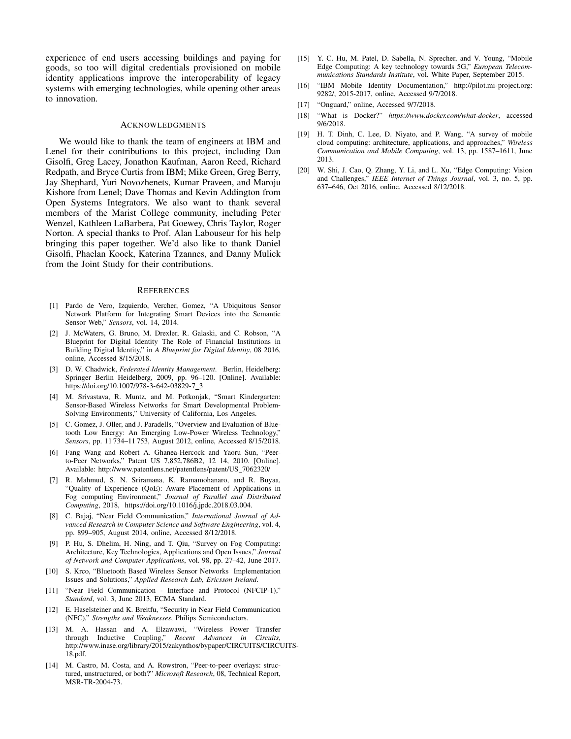experience of end users accessing buildings and paying for goods, so too will digital credentials provisioned on mobile identity applications improve the interoperability of legacy systems with emerging technologies, while opening other areas to innovation.

## Acknowledgments

We would like to thank the team of engineers at IBM and Lenel for their contributions to this project, including Dan Gisolfi, Greg Lacey, Jonathon Kaufman, Aaron Reed, Richard Redpath, and Bryce Curtis from IBM; Mike Green, Greg Berry, Jay Shephard, Yuri Novozhenets, Kumar Praveen, and Maroju Kishore from Lenel; Dave Thomas and Kevin Addington from Open Systems Integrators. We also want to thank several members of the Marist College community, including Peter Wenzel, Kathleen LaBarbera, Pat Goewey, Chris Taylor, Roger Norton. A special thanks to Prof. Alan Labouseur for his help bringing this paper together. We'd also like to thank Daniel Gisolfi, Phaelan Koock, Katerina Tzannes, and Danny Mulick from the Joint Study for their contributions.

## References

[1] Pardo de Vero, Izquierdo, Vercher, Gomez, "A Ubiquitous Sensor Network Platform for Integrating Smart Devices into the Semantic Sensor Web," *Sensors*, vol. 14, 2014.

[2] J. McWaters, G. Bruno, M. Drexler, R. Galaski, and C. Robson, "A Blueprint for Digital Identity The Role of Financial Institutions in Building Digital Identity," in *A Blueprint for Digital Identity*, 08 2016, online, Accessed 8/15/2018.

[3] D. W. Chadwick, *Federated Identity Management*. Berlin, Heidelberg: Springer Berlin Heidelberg, 2009, pp. 96–120. [Online]. Available: https://doi.org/10.1007/978-3-642-03829-7_3

[4] M. Srivastava, R. Muntz, and M. Potkonjak, "Smart Kindergarten: Sensor-Based Wireless Networks for Smart Developmental Problem-Solving Environments," University of California, Los Angeles.

[5] C. Gomez, J. Oller, and J. Paradells, "Overview and Evaluation of Bluetooth Low Energy: An Emerging Low-Power Wireless Technology," *Sensors*, pp. 11 734–11 753, August 2012, online, Accessed 8/15/2018.

[6] Fang Wang and Robert A. Ghanea-Hercock and Yaoru Sun, "Peer-to-Peer Networks," Patent US 7,852,786B2, 12 14, 2010. [Online]. Available: http://www.patentlens.net/patentlens/patent/US_7062320/

[7] R. Mahmud, S. N. Sriramana, K. Ramamohanaro, and R. Buyaa, "Quality of Experience (QoE): Aware Placement of Applications in Fog computing Environment," *Journal of Parallel and Distributed Computing*, 2018, https://doi.org/10.1016/j.jpdc.2018.03.004.

[8] C. Bajaj, "Near Field Communication," *International Journal of Advanced Research in Computer Science and Software Engineering*, vol. 4, pp. 899–905, August 2014, online, Accessed 8/12/2018.

[9] P. Hu, S. Dhelim, H. Ning, and T. Qiu, "Survey on Fog Computing: Architecture, Key Technologies, Applications and Open Issues," *Journal of Network and Computer Applications*, vol. 98, pp. 27–42, June 2017.

[10] S. Krco, "Bluetooth Based Wireless Sensor Networks Implementation Issues and Solutions," *Applied Research Lab, Ericsson Ireland*.

[11] "Near Field Communication - Interface and Protocol (NFCIP-1)," *Standard*, vol. 3, June 2013, ECMA Standard.

[12] E. Haselsteiner and K. Breitfu, "Security in Near Field Communication (NFC)," *Strengths and Weaknesses*, Philips Semiconductors.

[13] M. A. Hassan and A. Elzawawi, "Wireless Power Transfer through Inductive Coupling," *Recent Advances in Circuits*, http://www.inase.org/library/2015/zakynthos/bypaper/CIRCUITS/CIRCUITS-18.pdf.

[14] M. Castro, M. Costa, and A. Rowstron, "Peer-to-peer overlays: structured, unstructured, or both?" *Microsoft Research*, 08, Technical Report, MSR-TR-2004-73.

[15] Y. C. Hu, M. Patel, D. Sabella, N. Sprecher, and V. Young, "Mobile Edge Computing: A key technology towards 5G," *European Telecommunications Standards Institute*, vol. White Paper, September 2015.

[16] "IBM Mobile Identity Documentation," http://pilot.mi-project.org:9282/, 2015-2017, online, Accessed 9/7/2018.

[17] "Onguard," online, Accessed 9/7/2018.

[18] "What is Docker?" *https://www.docker.com/what-docker*, accessed 9/6/2018.

[19] H. T. Dinh, C. Lee, D. Niyato, and P. Wang, "A survey of mobile cloud computing: architecture, applications, and approaches," *Wireless Communication and Mobile Computing*, vol. 13, pp. 1587–1611, June 2013.

[20] W. Shi, J. Cao, Q. Zhang, Y. Li, and L. Xu, "Edge Computing: Vision and Challenges," *IEEE Internet of Things Journal*, vol. 3, no. 5, pp. 637–646, Oct 2016, online, Accessed 8/12/2018.